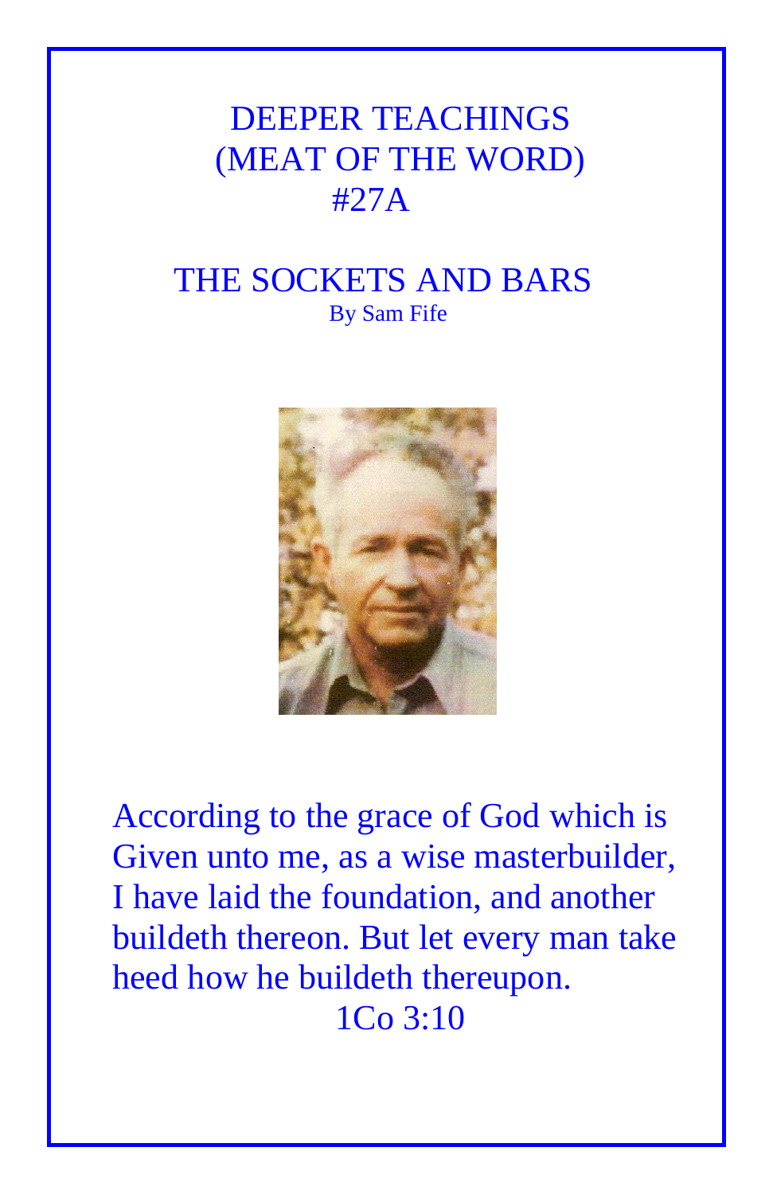# DEEPER TEACHINGS
# (MEAT OF THE WORD)
# #27A

## THE SOCKETS AND BARS

By Sam Fife

According to the grace of God which is Given unto me, as a wise masterbuilder, I have laid the foundation, and another buildeth thereon. But let every man take heed how he buildeth thereupon.

1Co 3:10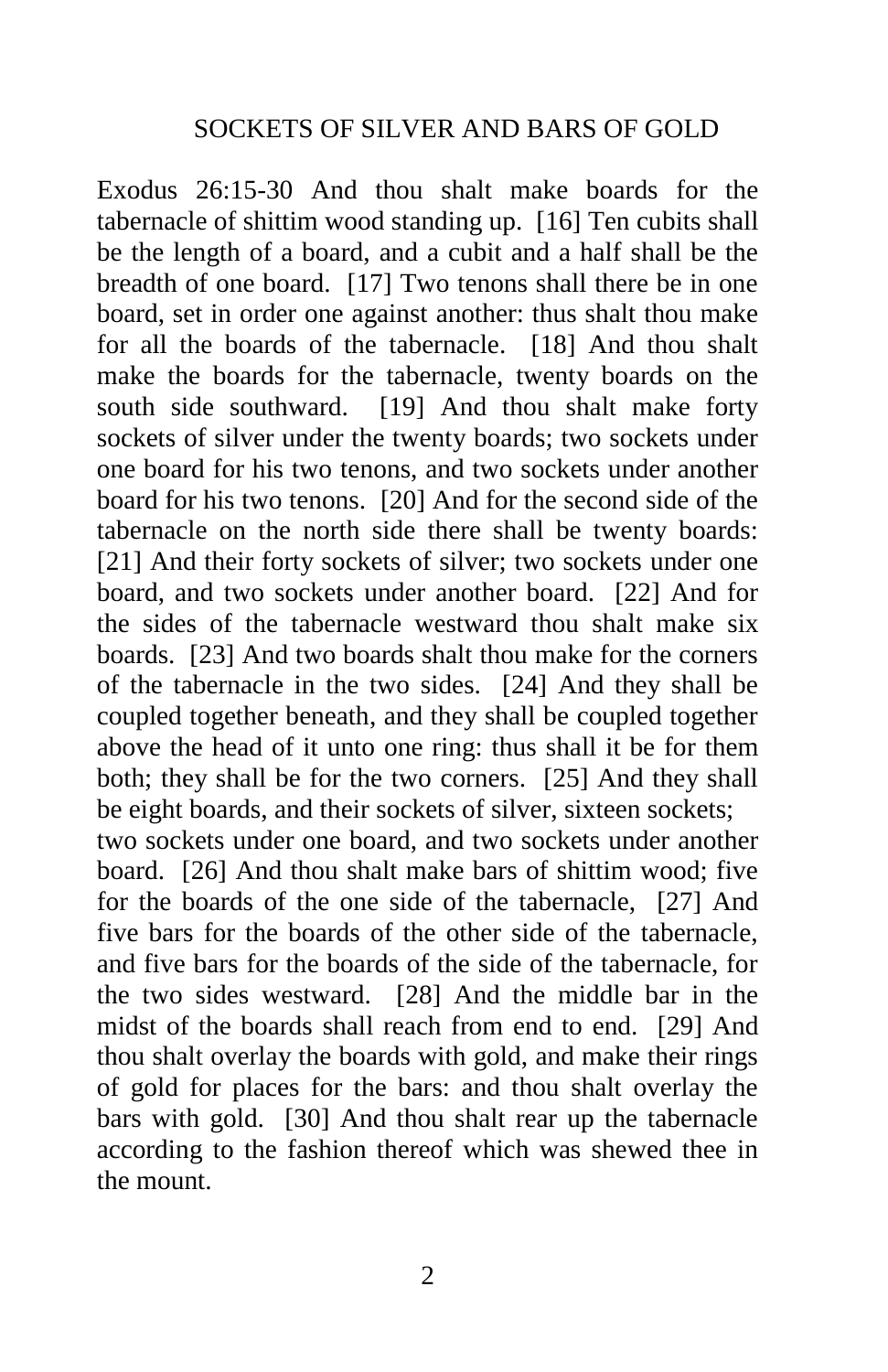# SOCKETS OF SILVER AND BARS OF GOLD

Exodus 26:15-30 And thou shalt make boards for the tabernacle of shittim wood standing up. [16] Ten cubits shall be the length of a board, and a cubit and a half shall be the breadth of one board. [17] Two tenons shall there be in one board, set in order one against another: thus shalt thou make for all the boards of the tabernacle. [18] And thou shalt make the boards for the tabernacle, twenty boards on the south side southward. [19] And thou shalt make forty sockets of silver under the twenty boards; two sockets under one board for his two tenons, and two sockets under another board for his two tenons. [20] And for the second side of the tabernacle on the north side there shall be twenty boards: [21] And their forty sockets of silver; two sockets under one board, and two sockets under another board. [22] And for the sides of the tabernacle westward thou shalt make six boards. [23] And two boards shalt thou make for the corners of the tabernacle in the two sides. [24] And they shall be coupled together beneath, and they shall be coupled together above the head of it unto one ring: thus shall it be for them both; they shall be for the two corners. [25] And they shall be eight boards, and their sockets of silver, sixteen sockets; two sockets under one board, and two sockets under another board. [26] And thou shalt make bars of shittim wood; five for the boards of the one side of the tabernacle, [27] And five bars for the boards of the other side of the tabernacle, and five bars for the boards of the side of the tabernacle, for the two sides westward. [28] And the middle bar in the midst of the boards shall reach from end to end. [29] And thou shalt overlay the boards with gold, and make their rings of gold for places for the bars: and thou shalt overlay the bars with gold. [30] And thou shalt rear up the tabernacle according to the fashion thereof which was shewed thee in the mount.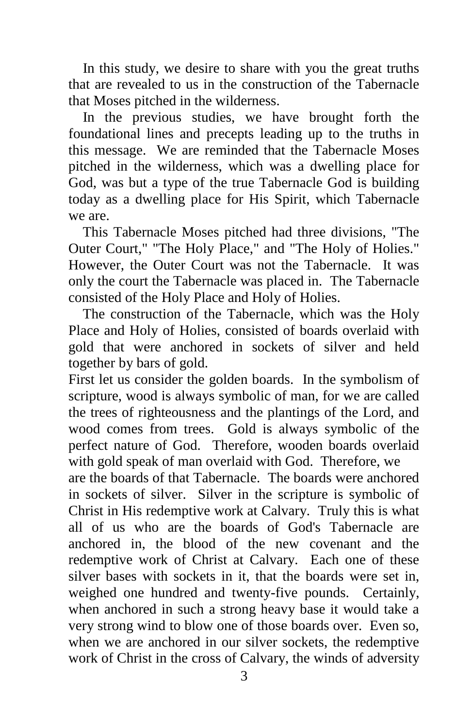In this study, we desire to share with you the great truths that are revealed to us in the construction of the Tabernacle that Moses pitched in the wilderness.

In the previous studies, we have brought forth the foundational lines and precepts leading up to the truths in this message. We are reminded that the Tabernacle Moses pitched in the wilderness, which was a dwelling place for God, was but a type of the true Tabernacle God is building today as a dwelling place for His Spirit, which Tabernacle we are.

This Tabernacle Moses pitched had three divisions, "The Outer Court," "The Holy Place," and "The Holy of Holies." However, the Outer Court was not the Tabernacle. It was only the court the Tabernacle was placed in. The Tabernacle consisted of the Holy Place and Holy of Holies.

The construction of the Tabernacle, which was the Holy Place and Holy of Holies, consisted of boards overlaid with gold that were anchored in sockets of silver and held together by bars of gold.

First let us consider the golden boards. In the symbolism of scripture, wood is always symbolic of man, for we are called the trees of righteousness and the plantings of the Lord, and wood comes from trees. Gold is always symbolic of the perfect nature of God. Therefore, wooden boards overlaid with gold speak of man overlaid with God. Therefore, we are the boards of that Tabernacle. The boards were anchored in sockets of silver. Silver in the scripture is symbolic of Christ in His redemptive work at Calvary. Truly this is what all of us who are the boards of God's Tabernacle are anchored in, the blood of the new covenant and the redemptive work of Christ at Calvary. Each one of these silver bases with sockets in it, that the boards were set in, weighed one hundred and twenty-five pounds. Certainly, when anchored in such a strong heavy base it would take a very strong wind to blow one of those boards over. Even so, when we are anchored in our silver sockets, the redemptive work of Christ in the cross of Calvary, the winds of adversity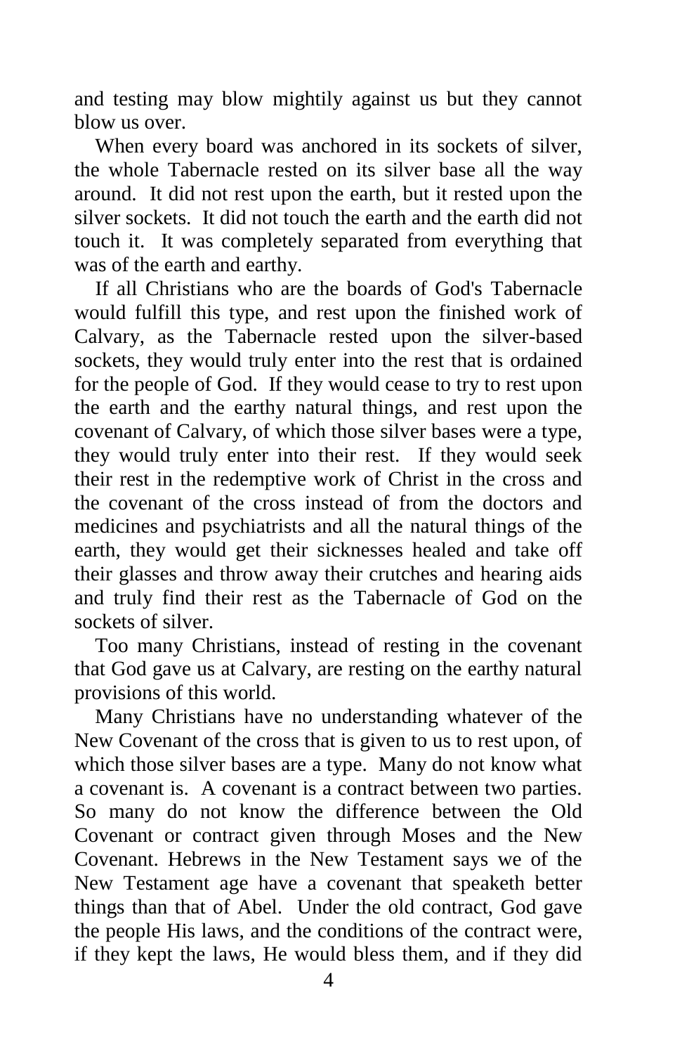and testing may blow mightily against us but they cannot blow us over.

When every board was anchored in its sockets of silver, the whole Tabernacle rested on its silver base all the way around. It did not rest upon the earth, but it rested upon the silver sockets. It did not touch the earth and the earth did not touch it. It was completely separated from everything that was of the earth and earthy.

If all Christians who are the boards of God's Tabernacle would fulfill this type, and rest upon the finished work of Calvary, as the Tabernacle rested upon the silver-based sockets, they would truly enter into the rest that is ordained for the people of God. If they would cease to try to rest upon the earth and the earthy natural things, and rest upon the covenant of Calvary, of which those silver bases were a type, they would truly enter into their rest. If they would seek their rest in the redemptive work of Christ in the cross and the covenant of the cross instead of from the doctors and medicines and psychiatrists and all the natural things of the earth, they would get their sicknesses healed and take off their glasses and throw away their crutches and hearing aids and truly find their rest as the Tabernacle of God on the sockets of silver.

Too many Christians, instead of resting in the covenant that God gave us at Calvary, are resting on the earthy natural provisions of this world.

Many Christians have no understanding whatever of the New Covenant of the cross that is given to us to rest upon, of which those silver bases are a type. Many do not know what a covenant is. A covenant is a contract between two parties. So many do not know the difference between the Old Covenant or contract given through Moses and the New Covenant. Hebrews in the New Testament says we of the New Testament age have a covenant that speaketh better things than that of Abel. Under the old contract, God gave the people His laws, and the conditions of the contract were, if they kept the laws, He would bless them, and if they did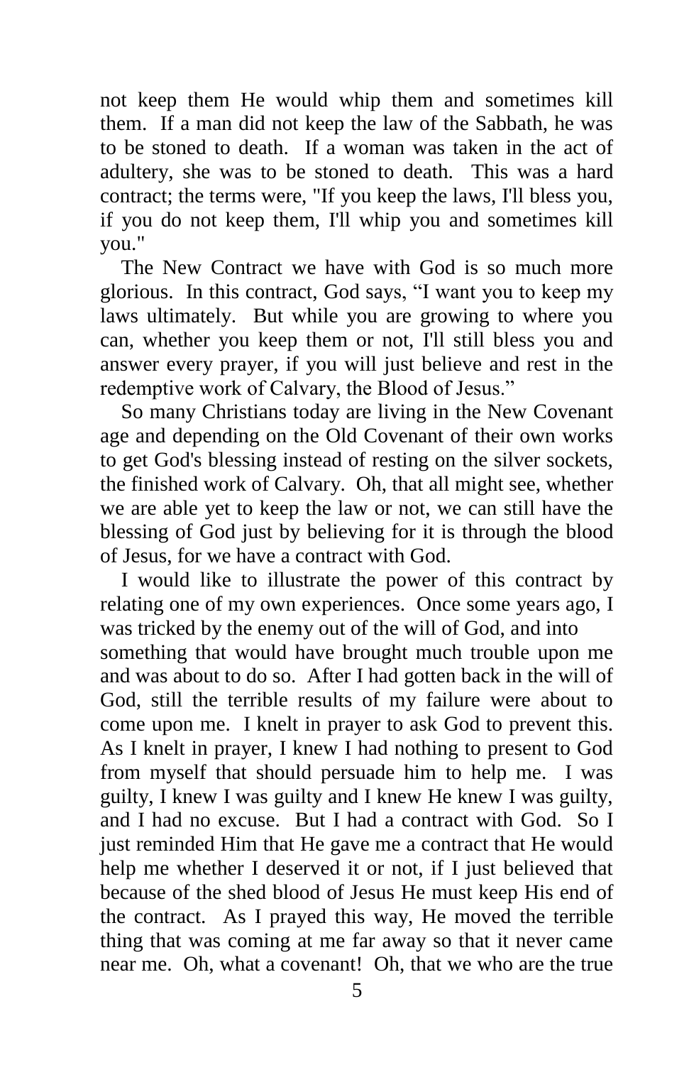not keep them He would whip them and sometimes kill them. If a man did not keep the law of the Sabbath, he was to be stoned to death. If a woman was taken in the act of adultery, she was to be stoned to death. This was a hard contract; the terms were, "If you keep the laws, I'll bless you, if you do not keep them, I'll whip you and sometimes kill you."

The New Contract we have with God is so much more glorious. In this contract, God says, “I want you to keep my laws ultimately. But while you are growing to where you can, whether you keep them or not, I'll still bless you and answer every prayer, if you will just believe and rest in the redemptive work of Calvary, the Blood of Jesus.”

So many Christians today are living in the New Covenant age and depending on the Old Covenant of their own works to get God's blessing instead of resting on the silver sockets, the finished work of Calvary. Oh, that all might see, whether we are able yet to keep the law or not, we can still have the blessing of God just by believing for it is through the blood of Jesus, for we have a contract with God.

I would like to illustrate the power of this contract by relating one of my own experiences. Once some years ago, I was tricked by the enemy out of the will of God, and into something that would have brought much trouble upon me and was about to do so. After I had gotten back in the will of God, still the terrible results of my failure were about to come upon me. I knelt in prayer to ask God to prevent this. As I knelt in prayer, I knew I had nothing to present to God from myself that should persuade him to help me. I was guilty, I knew I was guilty and I knew He knew I was guilty, and I had no excuse. But I had a contract with God. So I just reminded Him that He gave me a contract that He would help me whether I deserved it or not, if I just believed that because of the shed blood of Jesus He must keep His end of the contract. As I prayed this way, He moved the terrible thing that was coming at me far away so that it never came near me. Oh, what a covenant! Oh, that we who are the true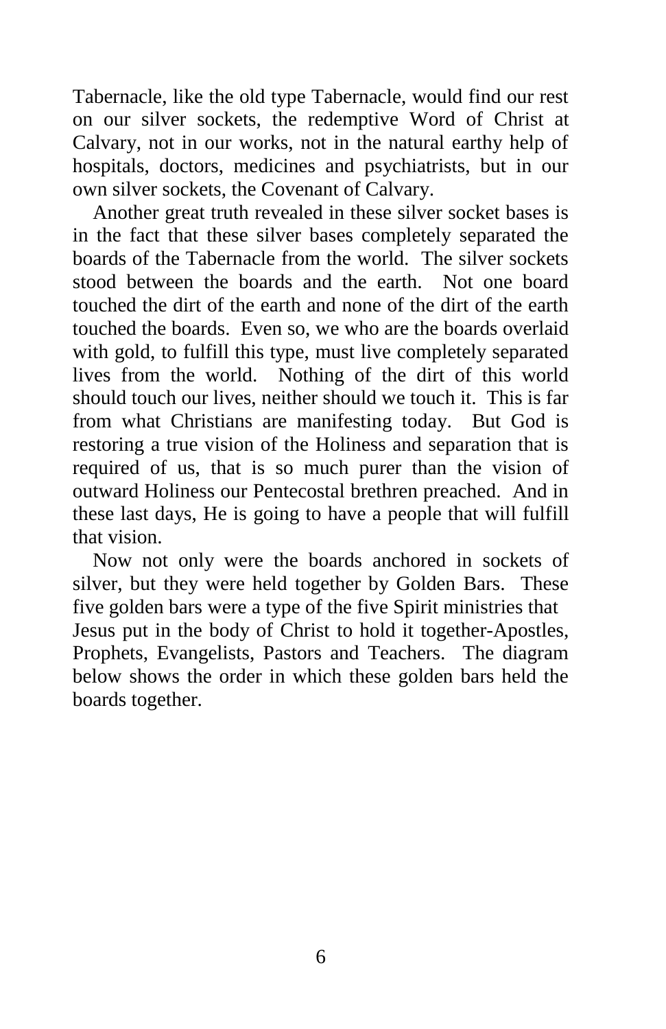Tabernacle, like the old type Tabernacle, would find our rest on our silver sockets, the redemptive Word of Christ at Calvary, not in our works, not in the natural earthy help of hospitals, doctors, medicines and psychiatrists, but in our own silver sockets, the Covenant of Calvary.

Another great truth revealed in these silver socket bases is in the fact that these silver bases completely separated the boards of the Tabernacle from the world. The silver sockets stood between the boards and the earth. Not one board touched the dirt of the earth and none of the dirt of the earth touched the boards. Even so, we who are the boards overlaid with gold, to fulfill this type, must live completely separated lives from the world. Nothing of the dirt of this world should touch our lives, neither should we touch it. This is far from what Christians are manifesting today. But God is restoring a true vision of the Holiness and separation that is required of us, that is so much purer than the vision of outward Holiness our Pentecostal brethren preached. And in these last days, He is going to have a people that will fulfill that vision.

Now not only were the boards anchored in sockets of silver, but they were held together by Golden Bars. These five golden bars were a type of the five Spirit ministries that Jesus put in the body of Christ to hold it together-Apostles, Prophets, Evangelists, Pastors and Teachers. The diagram below shows the order in which these golden bars held the boards together.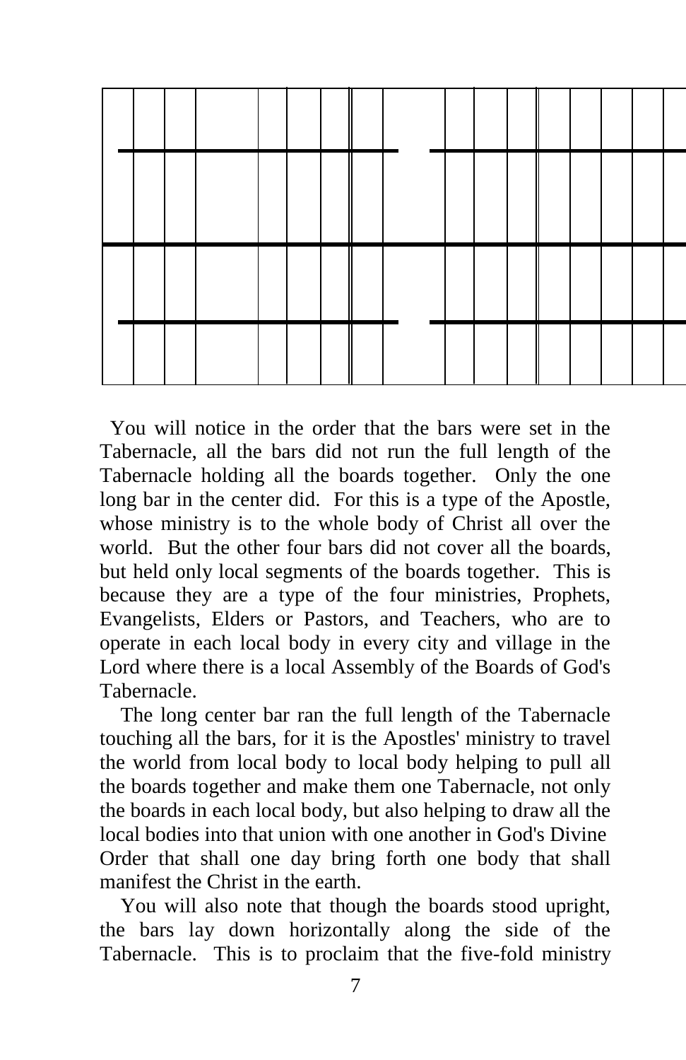You will notice in the order that the bars were set in the Tabernacle, all the bars did not run the full length of the Tabernacle holding all the boards together. Only the one long bar in the center did. For this is a type of the Apostle, whose ministry is to the whole body of Christ all over the world. But the other four bars did not cover all the boards, but held only local segments of the boards together. This is because they are a type of the four ministries, Prophets, Evangelists, Elders or Pastors, and Teachers, who are to operate in each local body in every city and village in the Lord where there is a local Assembly of the Boards of God's Tabernacle.

The long center bar ran the full length of the Tabernacle touching all the bars, for it is the Apostles' ministry to travel the world from local body to local body helping to pull all the boards together and make them one Tabernacle, not only the boards in each local body, but also helping to draw all the local bodies into that union with one another in God's Divine Order that shall one day bring forth one body that shall manifest the Christ in the earth.

You will also note that though the boards stood upright, the bars lay down horizontally along the side of the Tabernacle. This is to proclaim that the five-fold ministry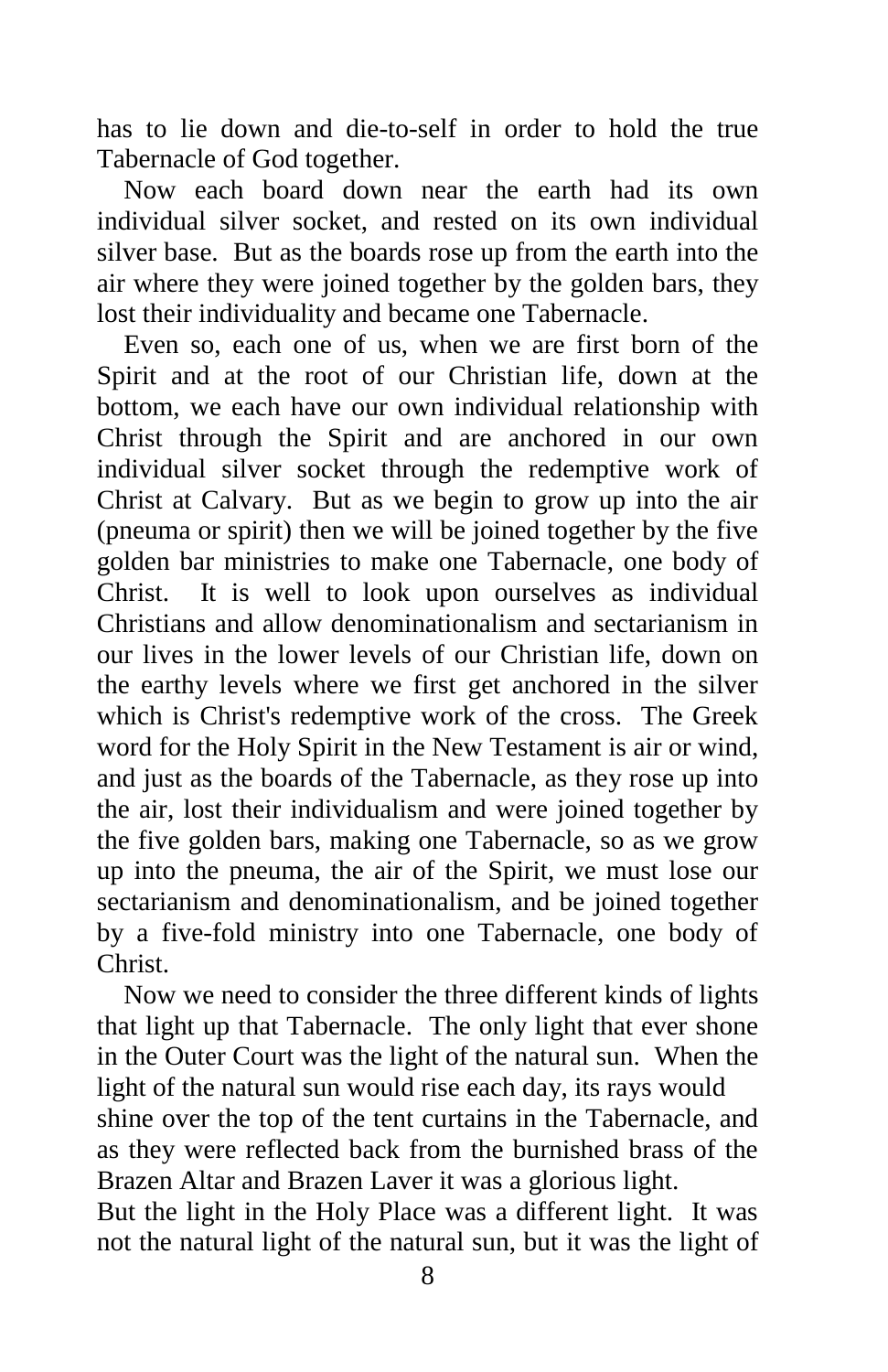has to lie down and die-to-self in order to hold the true Tabernacle of God together.

Now each board down near the earth had its own individual silver socket, and rested on its own individual silver base. But as the boards rose up from the earth into the air where they were joined together by the golden bars, they lost their individuality and became one Tabernacle.

Even so, each one of us, when we are first born of the Spirit and at the root of our Christian life, down at the bottom, we each have our own individual relationship with Christ through the Spirit and are anchored in our own individual silver socket through the redemptive work of Christ at Calvary. But as we begin to grow up into the air (pneuma or spirit) then we will be joined together by the five golden bar ministries to make one Tabernacle, one body of Christ. It is well to look upon ourselves as individual Christians and allow denominationalism and sectarianism in our lives in the lower levels of our Christian life, down on the earthy levels where we first get anchored in the silver which is Christ's redemptive work of the cross. The Greek word for the Holy Spirit in the New Testament is air or wind, and just as the boards of the Tabernacle, as they rose up into the air, lost their individualism and were joined together by the five golden bars, making one Tabernacle, so as we grow up into the pneuma, the air of the Spirit, we must lose our sectarianism and denominationalism, and be joined together by a five-fold ministry into one Tabernacle, one body of Christ.

Now we need to consider the three different kinds of lights that light up that Tabernacle. The only light that ever shone in the Outer Court was the light of the natural sun. When the light of the natural sun would rise each day, its rays would shine over the top of the tent curtains in the Tabernacle, and as they were reflected back from the burnished brass of the Brazen Altar and Brazen Laver it was a glorious light.
But the light in the Holy Place was a different light. It was not the natural light of the natural sun, but it was the light of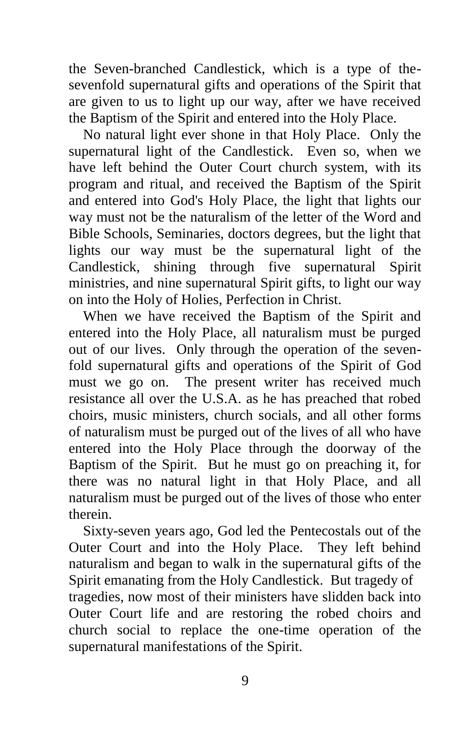the Seven-branched Candlestick, which is a type of the-sevenfold supernatural gifts and operations of the Spirit that are given to us to light up our way, after we have received the Baptism of the Spirit and entered into the Holy Place.

No natural light ever shone in that Holy Place. Only the supernatural light of the Candlestick. Even so, when we have left behind the Outer Court church system, with its program and ritual, and received the Baptism of the Spirit and entered into God's Holy Place, the light that lights our way must not be the naturalism of the letter of the Word and Bible Schools, Seminaries, doctors degrees, but the light that lights our way must be the supernatural light of the Candlestick, shining through five supernatural Spirit ministries, and nine supernatural Spirit gifts, to light our way on into the Holy of Holies, Perfection in Christ.

When we have received the Baptism of the Spirit and entered into the Holy Place, all naturalism must be purged out of our lives. Only through the operation of the seven-fold supernatural gifts and operations of the Spirit of God must we go on. The present writer has received much resistance all over the U.S.A. as he has preached that robed choirs, music ministers, church socials, and all other forms of naturalism must be purged out of the lives of all who have entered into the Holy Place through the doorway of the Baptism of the Spirit. But he must go on preaching it, for there was no natural light in that Holy Place, and all naturalism must be purged out of the lives of those who enter therein.

Sixty-seven years ago, God led the Pentecostals out of the Outer Court and into the Holy Place. They left behind naturalism and began to walk in the supernatural gifts of the Spirit emanating from the Holy Candlestick. But tragedy of tragedies, now most of their ministers have slidden back into Outer Court life and are restoring the robed choirs and church social to replace the one-time operation of the supernatural manifestations of the Spirit.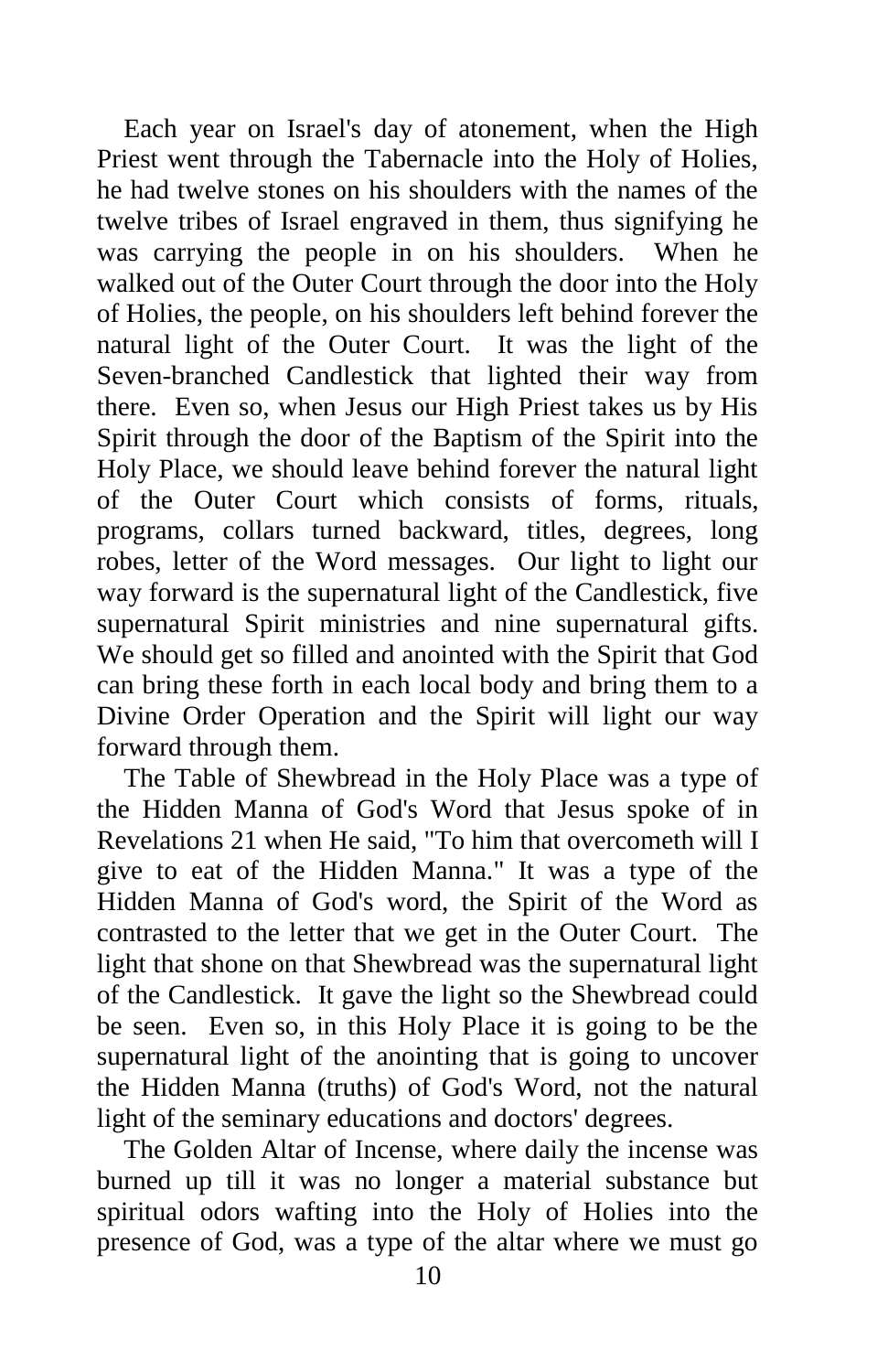Each year on Israel's day of atonement, when the High Priest went through the Tabernacle into the Holy of Holies, he had twelve stones on his shoulders with the names of the twelve tribes of Israel engraved in them, thus signifying he was carrying the people in on his shoulders. When he walked out of the Outer Court through the door into the Holy of Holies, the people, on his shoulders left behind forever the natural light of the Outer Court. It was the light of the Seven-branched Candlestick that lighted their way from there. Even so, when Jesus our High Priest takes us by His Spirit through the door of the Baptism of the Spirit into the Holy Place, we should leave behind forever the natural light of the Outer Court which consists of forms, rituals, programs, collars turned backward, titles, degrees, long robes, letter of the Word messages. Our light to light our way forward is the supernatural light of the Candlestick, five supernatural Spirit ministries and nine supernatural gifts. We should get so filled and anointed with the Spirit that God can bring these forth in each local body and bring them to a Divine Order Operation and the Spirit will light our way forward through them.

The Table of Shewbread in the Holy Place was a type of the Hidden Manna of God's Word that Jesus spoke of in Revelations 21 when He said, "To him that overcometh will I give to eat of the Hidden Manna." It was a type of the Hidden Manna of God's word, the Spirit of the Word as contrasted to the letter that we get in the Outer Court. The light that shone on that Shewbread was the supernatural light of the Candlestick. It gave the light so the Shewbread could be seen. Even so, in this Holy Place it is going to be the supernatural light of the anointing that is going to uncover the Hidden Manna (truths) of God's Word, not the natural light of the seminary educations and doctors' degrees.

The Golden Altar of Incense, where daily the incense was burned up till it was no longer a material substance but spiritual odors wafting into the Holy of Holies into the presence of God, was a type of the altar where we must go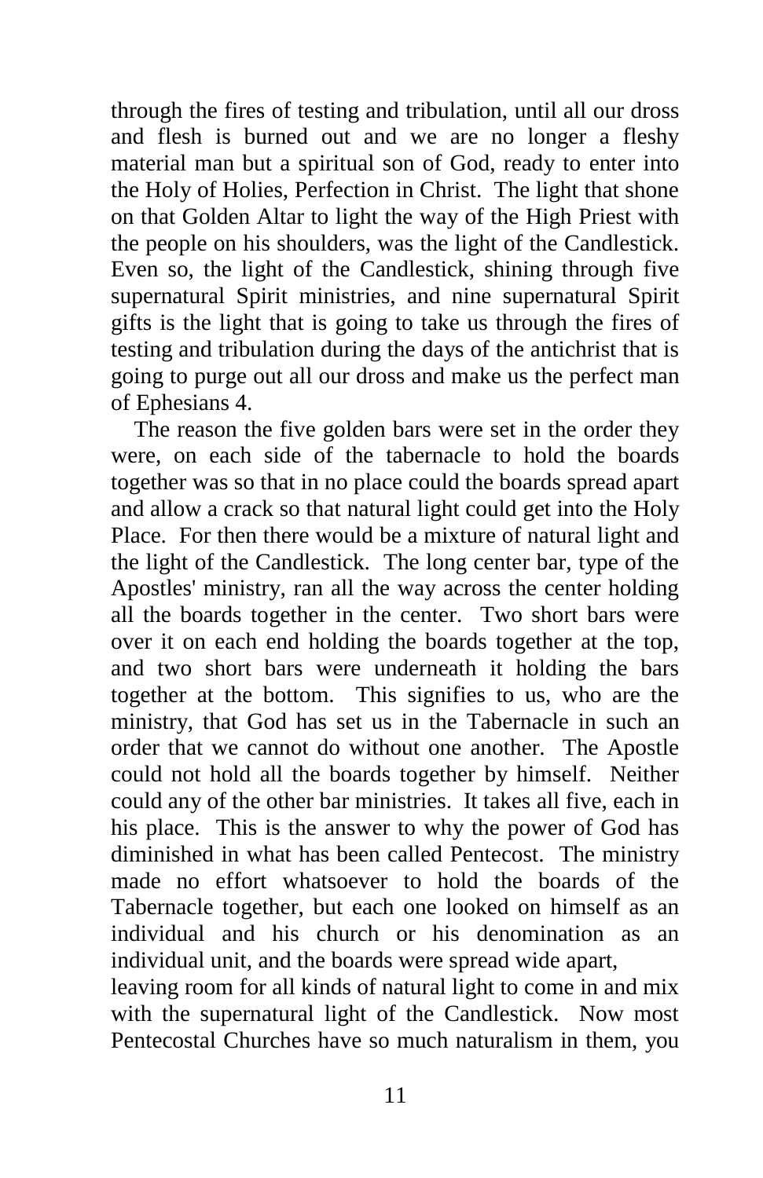through the fires of testing and tribulation, until all our dross and flesh is burned out and we are no longer a fleshy material man but a spiritual son of God, ready to enter into the Holy of Holies, Perfection in Christ. The light that shone on that Golden Altar to light the way of the High Priest with the people on his shoulders, was the light of the Candlestick. Even so, the light of the Candlestick, shining through five supernatural Spirit ministries, and nine supernatural Spirit gifts is the light that is going to take us through the fires of testing and tribulation during the days of the antichrist that is going to purge out all our dross and make us the perfect man of Ephesians 4.

The reason the five golden bars were set in the order they were, on each side of the tabernacle to hold the boards together was so that in no place could the boards spread apart and allow a crack so that natural light could get into the Holy Place. For then there would be a mixture of natural light and the light of the Candlestick. The long center bar, type of the Apostles' ministry, ran all the way across the center holding all the boards together in the center. Two short bars were over it on each end holding the boards together at the top, and two short bars were underneath it holding the bars together at the bottom. This signifies to us, who are the ministry, that God has set us in the Tabernacle in such an order that we cannot do without one another. The Apostle could not hold all the boards together by himself. Neither could any of the other bar ministries. It takes all five, each in his place. This is the answer to why the power of God has diminished in what has been called Pentecost. The ministry made no effort whatsoever to hold the boards of the Tabernacle together, but each one looked on himself as an individual and his church or his denomination as an individual unit, and the boards were spread wide apart, leaving room for all kinds of natural light to come in and mix with the supernatural light of the Candlestick. Now most Pentecostal Churches have so much naturalism in them, you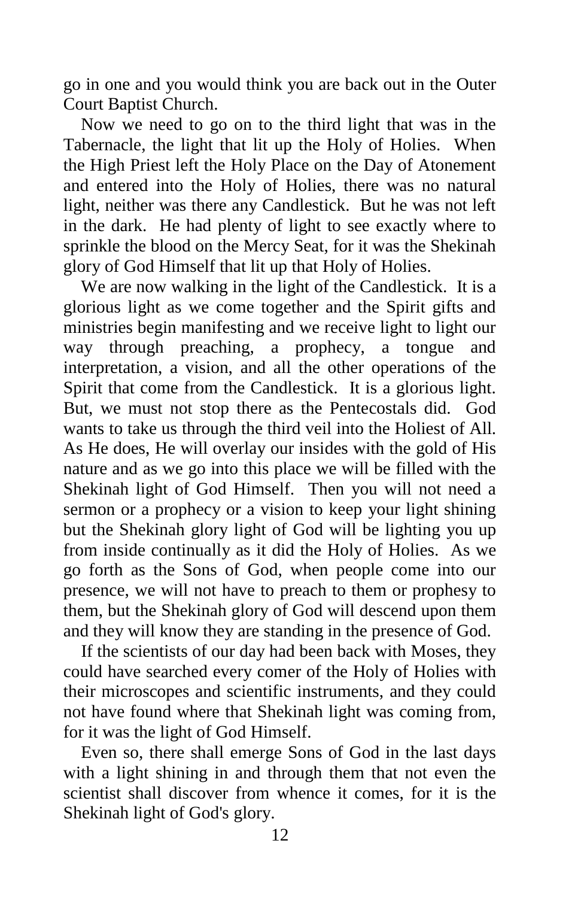go in one and you would think you are back out in the Outer Court Baptist Church.

Now we need to go on to the third light that was in the Tabernacle, the light that lit up the Holy of Holies. When the High Priest left the Holy Place on the Day of Atonement and entered into the Holy of Holies, there was no natural light, neither was there any Candlestick. But he was not left in the dark. He had plenty of light to see exactly where to sprinkle the blood on the Mercy Seat, for it was the Shekinah glory of God Himself that lit up that Holy of Holies.

We are now walking in the light of the Candlestick. It is a glorious light as we come together and the Spirit gifts and ministries begin manifesting and we receive light to light our way through preaching, a prophecy, a tongue and interpretation, a vision, and all the other operations of the Spirit that come from the Candlestick. It is a glorious light. But, we must not stop there as the Pentecostals did. God wants to take us through the third veil into the Holiest of All. As He does, He will overlay our insides with the gold of His nature and as we go into this place we will be filled with the Shekinah light of God Himself. Then you will not need a sermon or a prophecy or a vision to keep your light shining but the Shekinah glory light of God will be lighting you up from inside continually as it did the Holy of Holies. As we go forth as the Sons of God, when people come into our presence, we will not have to preach to them or prophesy to them, but the Shekinah glory of God will descend upon them and they will know they are standing in the presence of God.

If the scientists of our day had been back with Moses, they could have searched every comer of the Holy of Holies with their microscopes and scientific instruments, and they could not have found where that Shekinah light was coming from, for it was the light of God Himself.

Even so, there shall emerge Sons of God in the last days with a light shining in and through them that not even the scientist shall discover from whence it comes, for it is the Shekinah light of God's glory.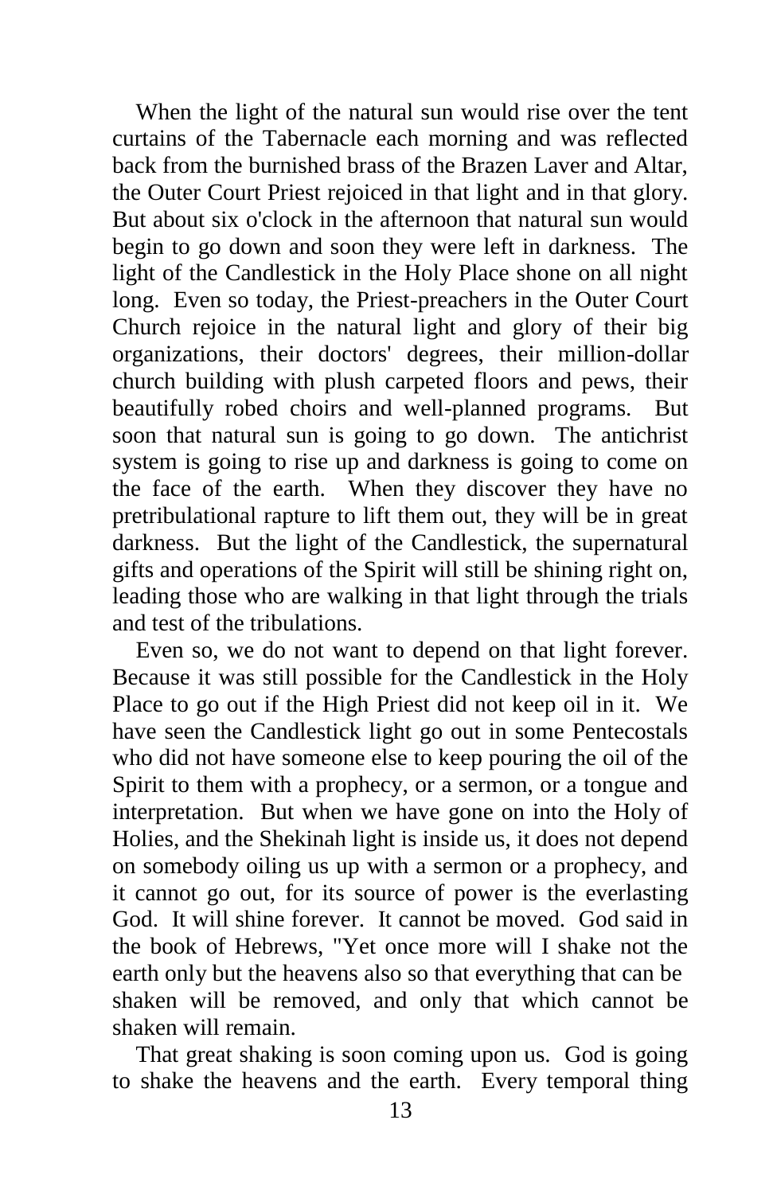When the light of the natural sun would rise over the tent curtains of the Tabernacle each morning and was reflected back from the burnished brass of the Brazen Laver and Altar, the Outer Court Priest rejoiced in that light and in that glory. But about six o'clock in the afternoon that natural sun would begin to go down and soon they were left in darkness. The light of the Candlestick in the Holy Place shone on all night long. Even so today, the Priest-preachers in the Outer Court Church rejoice in the natural light and glory of their big organizations, their doctors' degrees, their million-dollar church building with plush carpeted floors and pews, their beautifully robed choirs and well-planned programs. But soon that natural sun is going to go down. The antichrist system is going to rise up and darkness is going to come on the face of the earth. When they discover they have no pretribulational rapture to lift them out, they will be in great darkness. But the light of the Candlestick, the supernatural gifts and operations of the Spirit will still be shining right on, leading those who are walking in that light through the trials and test of the tribulations.

Even so, we do not want to depend on that light forever. Because it was still possible for the Candlestick in the Holy Place to go out if the High Priest did not keep oil in it. We have seen the Candlestick light go out in some Pentecostals who did not have someone else to keep pouring the oil of the Spirit to them with a prophecy, or a sermon, or a tongue and interpretation. But when we have gone on into the Holy of Holies, and the Shekinah light is inside us, it does not depend on somebody oiling us up with a sermon or a prophecy, and it cannot go out, for its source of power is the everlasting God. It will shine forever. It cannot be moved. God said in the book of Hebrews, "Yet once more will I shake not the earth only but the heavens also so that everything that can be shaken will be removed, and only that which cannot be shaken will remain.

That great shaking is soon coming upon us. God is going to shake the heavens and the earth. Every temporal thing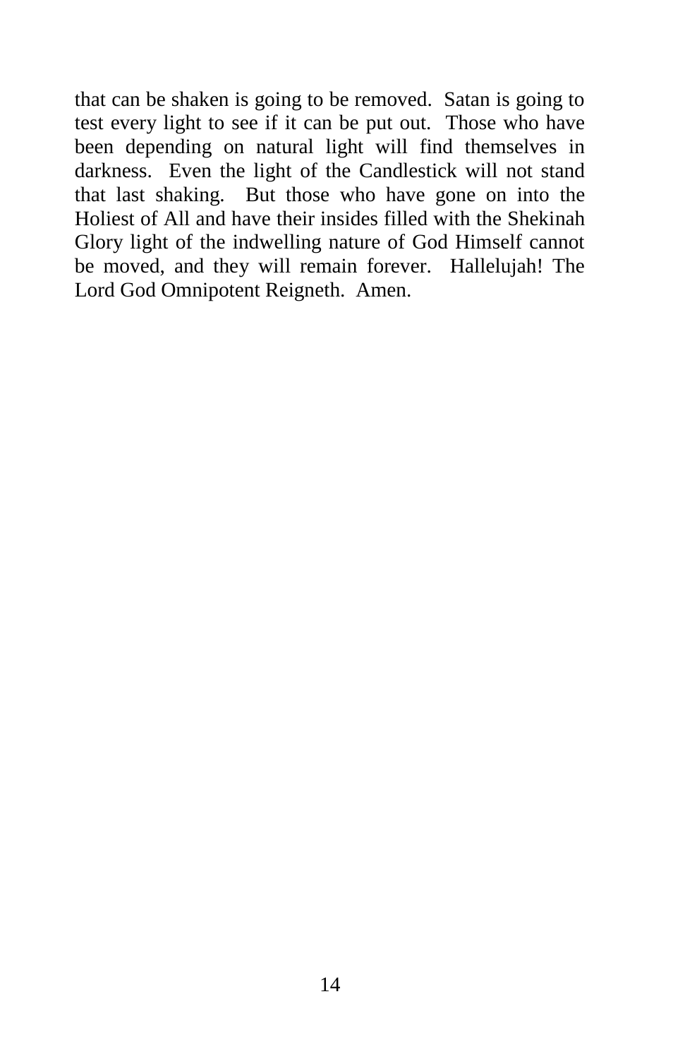that can be shaken is going to be removed. Satan is going to test every light to see if it can be put out. Those who have been depending on natural light will find themselves in darkness. Even the light of the Candlestick will not stand that last shaking. But those who have gone on into the Holiest of All and have their insides filled with the Shekinah Glory light of the indwelling nature of God Himself cannot be moved, and they will remain forever. Hallelujah! The Lord God Omnipotent Reigneth. Amen.